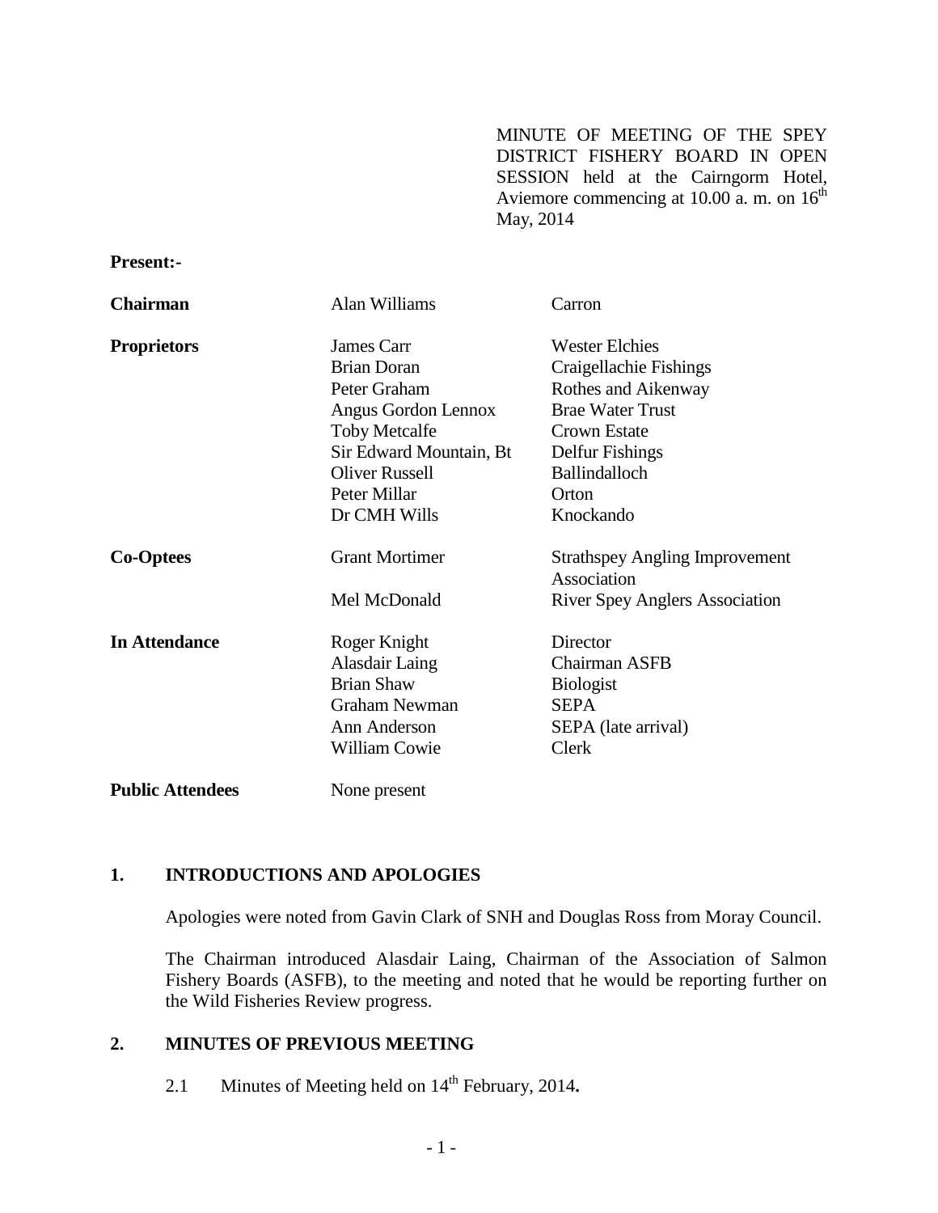MINUTE OF MEETING OF THE SPEY DISTRICT FISHERY BOARD IN OPEN SESSION held at the Cairngorm Hotel, Aviemore commencing at 10.00 a. m. on 16th May, 2014

**Present:-**

| | | |
|---|---|---|
| **Chairman** | Alan Williams | Carron |
| **Proprietors** | James Carr | Wester Elchies |
| | Brian Doran | Craigellachie Fishings |
| | Peter Graham | Rothes and Aikenway |
| | Angus Gordon Lennox | Brae Water Trust |
| | Toby Metcalfe | Crown Estate |
| | Sir Edward Mountain, Bt | Delfur Fishings |
| | Oliver Russell | Ballindalloch |
| | Peter Millar | Orton |
| | Dr CMH Wills | Knockando |
| **Co-Optees** | Grant Mortimer | Strathspey Angling Improvement Association |
| | Mel McDonald | River Spey Anglers Association |
| **In Attendance** | Roger Knight | Director |
| | Alasdair Laing | Chairman ASFB |
| | Brian Shaw | Biologist |
| | Graham Newman | SEPA |
| | Ann Anderson | SEPA (late arrival) |
| | William Cowie | Clerk |
| **Public Attendees** | None present | |

## 1. INTRODUCTIONS AND APOLOGIES

Apologies were noted from Gavin Clark of SNH and Douglas Ross from Moray Council.

The Chairman introduced Alasdair Laing, Chairman of the Association of Salmon Fishery Boards (ASFB), to the meeting and noted that he would be reporting further on the Wild Fisheries Review progress.

## 2. MINUTES OF PREVIOUS MEETING

2.1 Minutes of Meeting held on 14th February, 2014**.**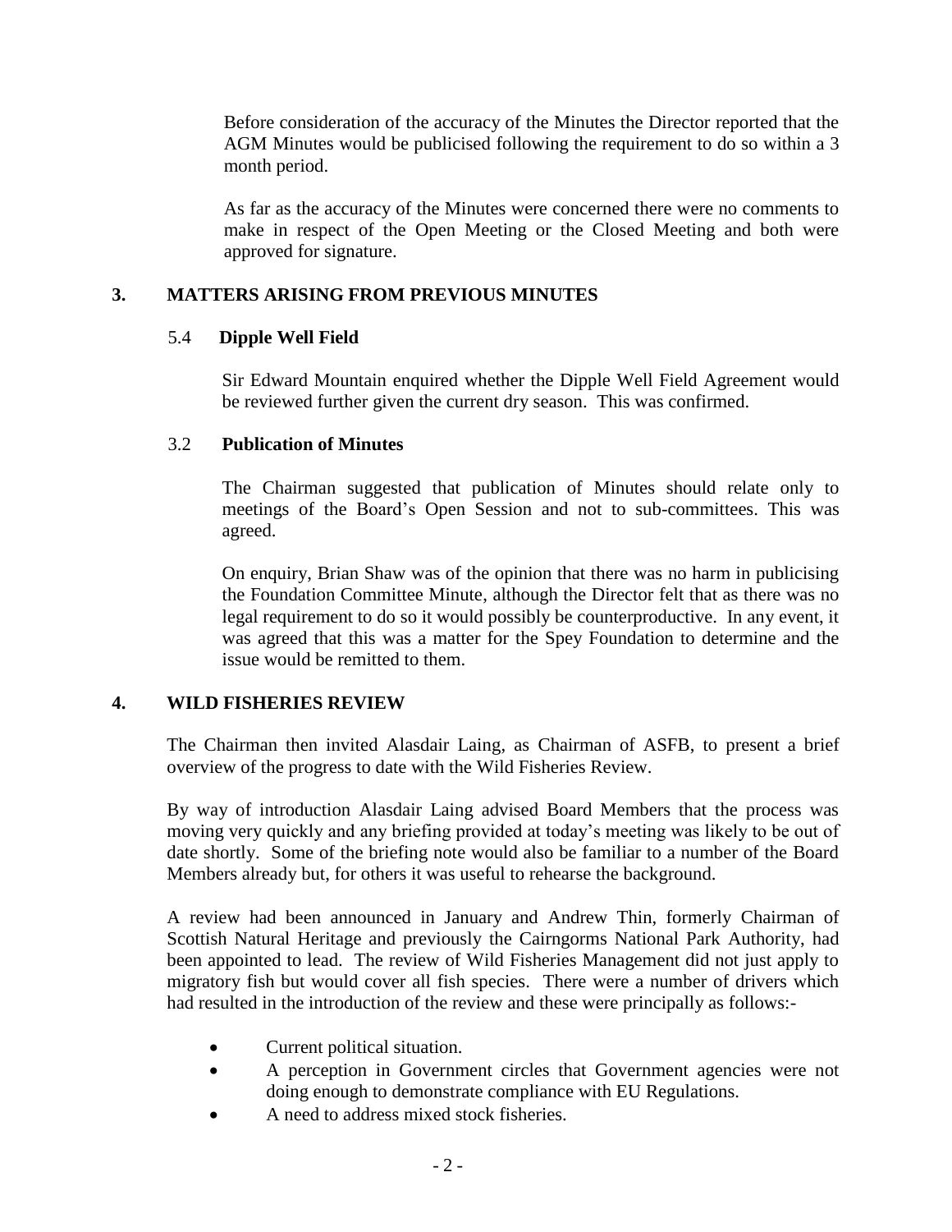Before consideration of the accuracy of the Minutes the Director reported that the AGM Minutes would be publicised following the requirement to do so within a 3 month period.

As far as the accuracy of the Minutes were concerned there were no comments to make in respect of the Open Meeting or the Closed Meeting and both were approved for signature.

## 3. MATTERS ARISING FROM PREVIOUS MINUTES

### 5.4 Dipple Well Field

Sir Edward Mountain enquired whether the Dipple Well Field Agreement would be reviewed further given the current dry season. This was confirmed.

### 3.2 Publication of Minutes

The Chairman suggested that publication of Minutes should relate only to meetings of the Board's Open Session and not to sub-committees. This was agreed.

On enquiry, Brian Shaw was of the opinion that there was no harm in publicising the Foundation Committee Minute, although the Director felt that as there was no legal requirement to do so it would possibly be counterproductive. In any event, it was agreed that this was a matter for the Spey Foundation to determine and the issue would be remitted to them.

## 4. WILD FISHERIES REVIEW

The Chairman then invited Alasdair Laing, as Chairman of ASFB, to present a brief overview of the progress to date with the Wild Fisheries Review.

By way of introduction Alasdair Laing advised Board Members that the process was moving very quickly and any briefing provided at today's meeting was likely to be out of date shortly. Some of the briefing note would also be familiar to a number of the Board Members already but, for others it was useful to rehearse the background.

A review had been announced in January and Andrew Thin, formerly Chairman of Scottish Natural Heritage and previously the Cairngorms National Park Authority, had been appointed to lead. The review of Wild Fisheries Management did not just apply to migratory fish but would cover all fish species. There were a number of drivers which had resulted in the introduction of the review and these were principally as follows:-

- Current political situation.
- A perception in Government circles that Government agencies were not doing enough to demonstrate compliance with EU Regulations.
- A need to address mixed stock fisheries.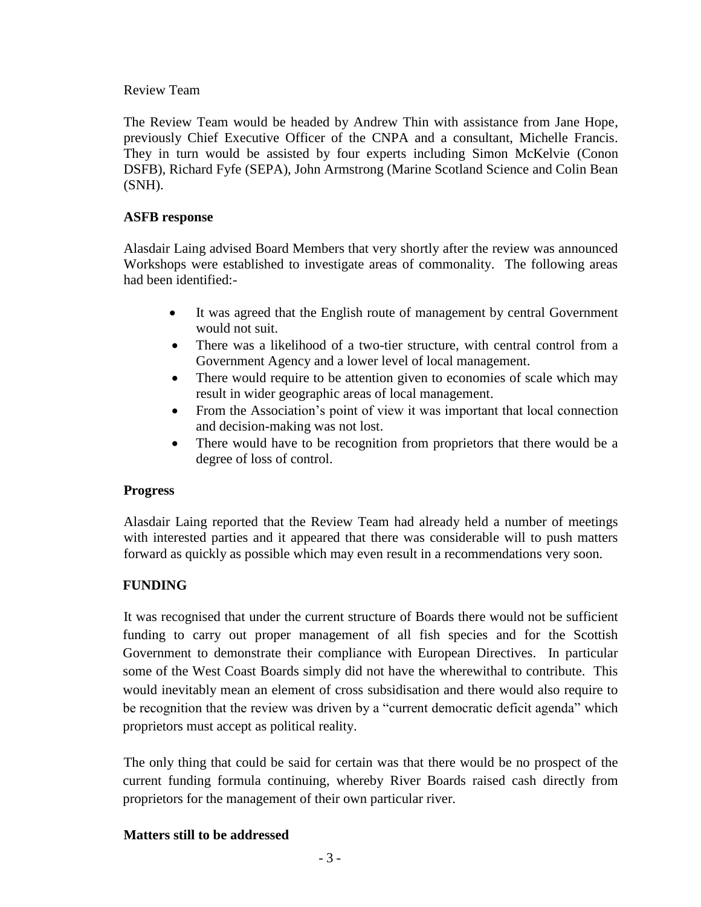Review Team

The Review Team would be headed by Andrew Thin with assistance from Jane Hope, previously Chief Executive Officer of the CNPA and a consultant, Michelle Francis. They in turn would be assisted by four experts including Simon McKelvie (Conon DSFB), Richard Fyfe (SEPA), John Armstrong (Marine Scotland Science and Colin Bean (SNH).

**ASFB response**

Alasdair Laing advised Board Members that very shortly after the review was announced Workshops were established to investigate areas of commonality. The following areas had been identified:-

- It was agreed that the English route of management by central Government would not suit.
- There was a likelihood of a two-tier structure, with central control from a Government Agency and a lower level of local management.
- There would require to be attention given to economies of scale which may result in wider geographic areas of local management.
- From the Association's point of view it was important that local connection and decision-making was not lost.
- There would have to be recognition from proprietors that there would be a degree of loss of control.

**Progress**

Alasdair Laing reported that the Review Team had already held a number of meetings with interested parties and it appeared that there was considerable will to push matters forward as quickly as possible which may even result in a recommendations very soon.

**FUNDING**

It was recognised that under the current structure of Boards there would not be sufficient funding to carry out proper management of all fish species and for the Scottish Government to demonstrate their compliance with European Directives. In particular some of the West Coast Boards simply did not have the wherewithal to contribute. This would inevitably mean an element of cross subsidisation and there would also require to be recognition that the review was driven by a "current democratic deficit agenda" which proprietors must accept as political reality.

The only thing that could be said for certain was that there would be no prospect of the current funding formula continuing, whereby River Boards raised cash directly from proprietors for the management of their own particular river.

**Matters still to be addressed**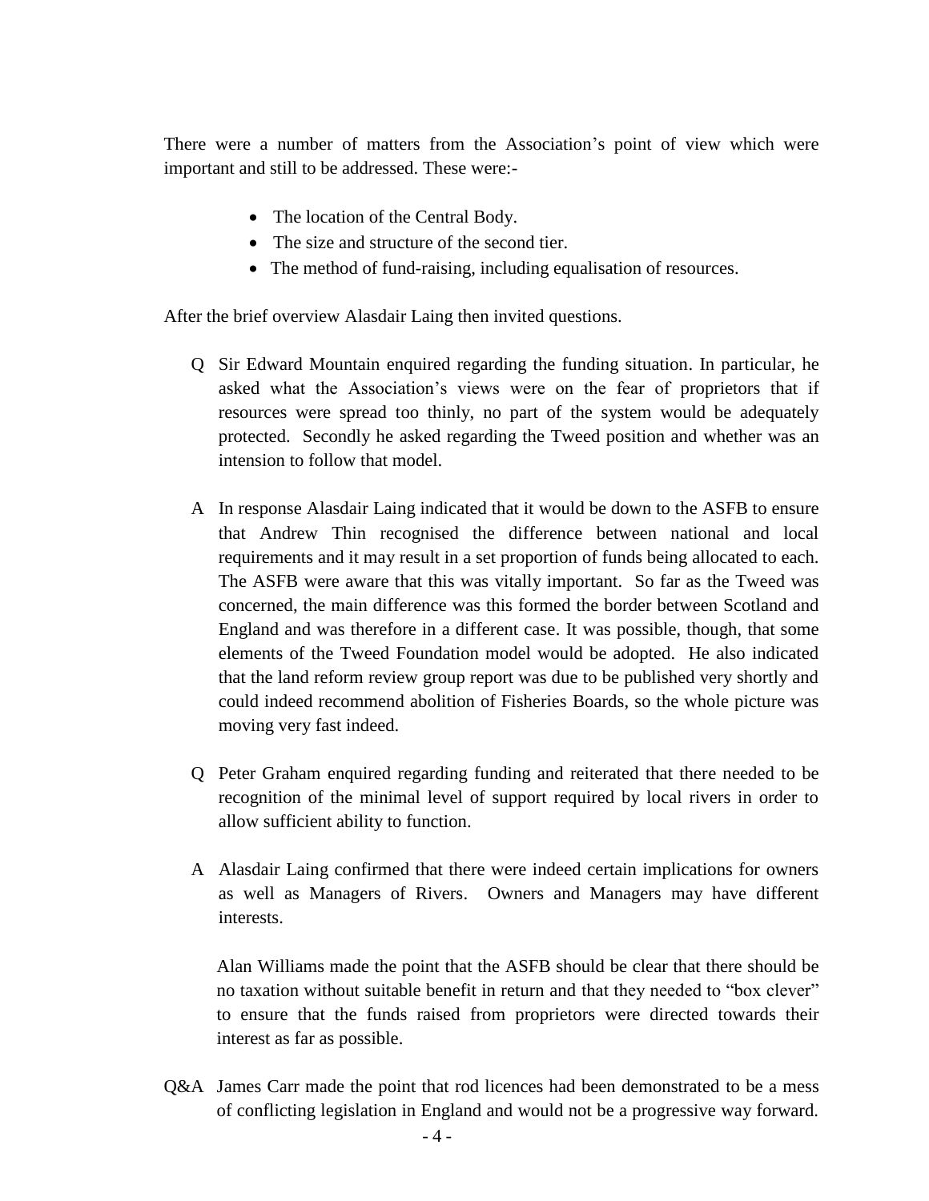There were a number of matters from the Association's point of view which were important and still to be addressed. These were:-

- The location of the Central Body.
- The size and structure of the second tier.
- The method of fund-raising, including equalisation of resources.

After the brief overview Alasdair Laing then invited questions.

Q Sir Edward Mountain enquired regarding the funding situation. In particular, he asked what the Association's views were on the fear of proprietors that if resources were spread too thinly, no part of the system would be adequately protected. Secondly he asked regarding the Tweed position and whether was an intension to follow that model.

A In response Alasdair Laing indicated that it would be down to the ASFB to ensure that Andrew Thin recognised the difference between national and local requirements and it may result in a set proportion of funds being allocated to each. The ASFB were aware that this was vitally important. So far as the Tweed was concerned, the main difference was this formed the border between Scotland and England and was therefore in a different case. It was possible, though, that some elements of the Tweed Foundation model would be adopted. He also indicated that the land reform review group report was due to be published very shortly and could indeed recommend abolition of Fisheries Boards, so the whole picture was moving very fast indeed.

Q Peter Graham enquired regarding funding and reiterated that there needed to be recognition of the minimal level of support required by local rivers in order to allow sufficient ability to function.

A Alasdair Laing confirmed that there were indeed certain implications for owners as well as Managers of Rivers. Owners and Managers may have different interests.

Alan Williams made the point that the ASFB should be clear that there should be no taxation without suitable benefit in return and that they needed to "box clever" to ensure that the funds raised from proprietors were directed towards their interest as far as possible.

Q&A James Carr made the point that rod licences had been demonstrated to be a mess of conflicting legislation in England and would not be a progressive way forward.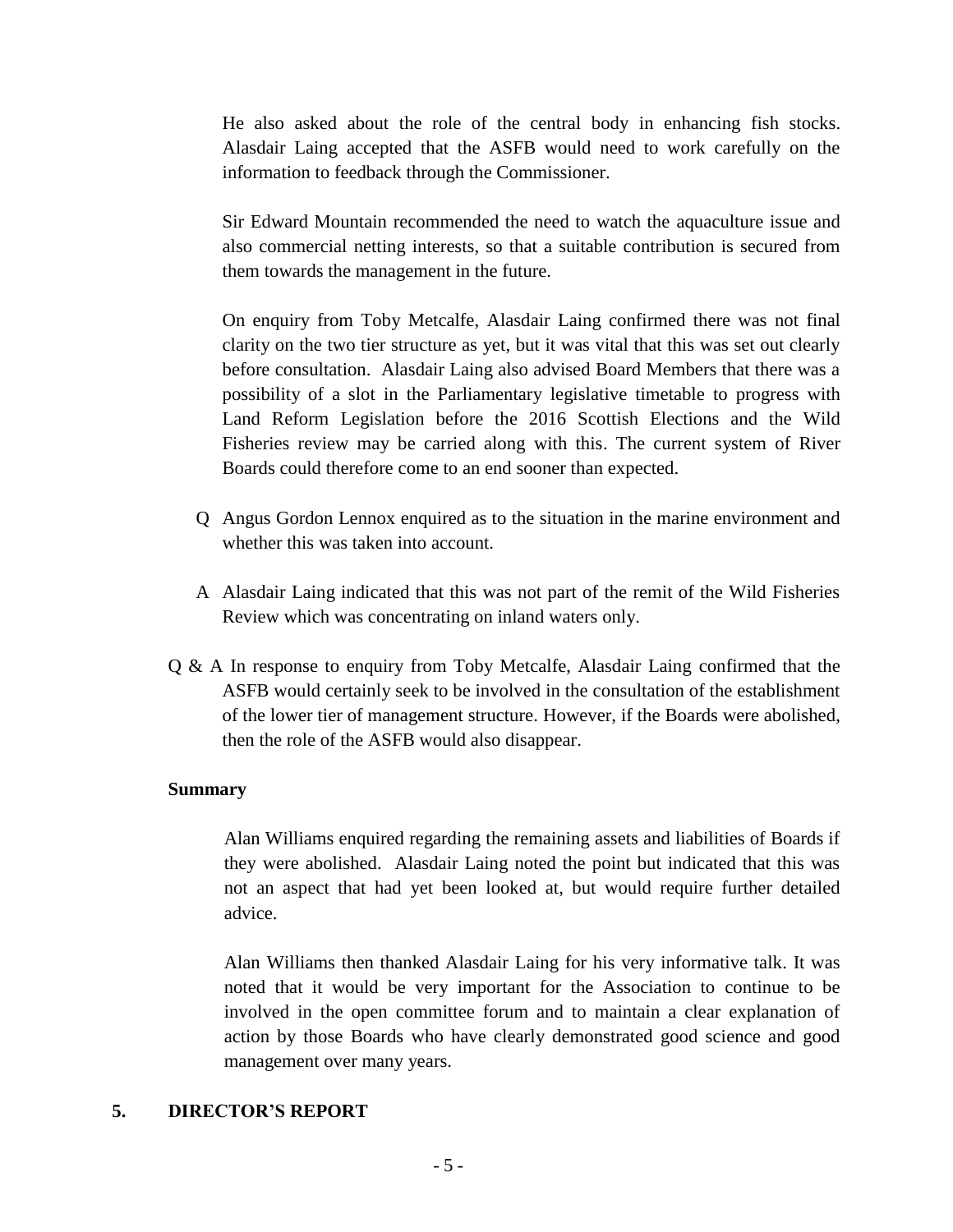He also asked about the role of the central body in enhancing fish stocks. Alasdair Laing accepted that the ASFB would need to work carefully on the information to feedback through the Commissioner.

Sir Edward Mountain recommended the need to watch the aquaculture issue and also commercial netting interests, so that a suitable contribution is secured from them towards the management in the future.

On enquiry from Toby Metcalfe, Alasdair Laing confirmed there was not final clarity on the two tier structure as yet, but it was vital that this was set out clearly before consultation. Alasdair Laing also advised Board Members that there was a possibility of a slot in the Parliamentary legislative timetable to progress with Land Reform Legislation before the 2016 Scottish Elections and the Wild Fisheries review may be carried along with this. The current system of River Boards could therefore come to an end sooner than expected.

Q Angus Gordon Lennox enquired as to the situation in the marine environment and whether this was taken into account.

A Alasdair Laing indicated that this was not part of the remit of the Wild Fisheries Review which was concentrating on inland waters only.

Q & A In response to enquiry from Toby Metcalfe, Alasdair Laing confirmed that the ASFB would certainly seek to be involved in the consultation of the establishment of the lower tier of management structure. However, if the Boards were abolished, then the role of the ASFB would also disappear.

**Summary**

Alan Williams enquired regarding the remaining assets and liabilities of Boards if they were abolished. Alasdair Laing noted the point but indicated that this was not an aspect that had yet been looked at, but would require further detailed advice.

Alan Williams then thanked Alasdair Laing for his very informative talk. It was noted that it would be very important for the Association to continue to be involved in the open committee forum and to maintain a clear explanation of action by those Boards who have clearly demonstrated good science and good management over many years.

## 5. DIRECTOR'S REPORT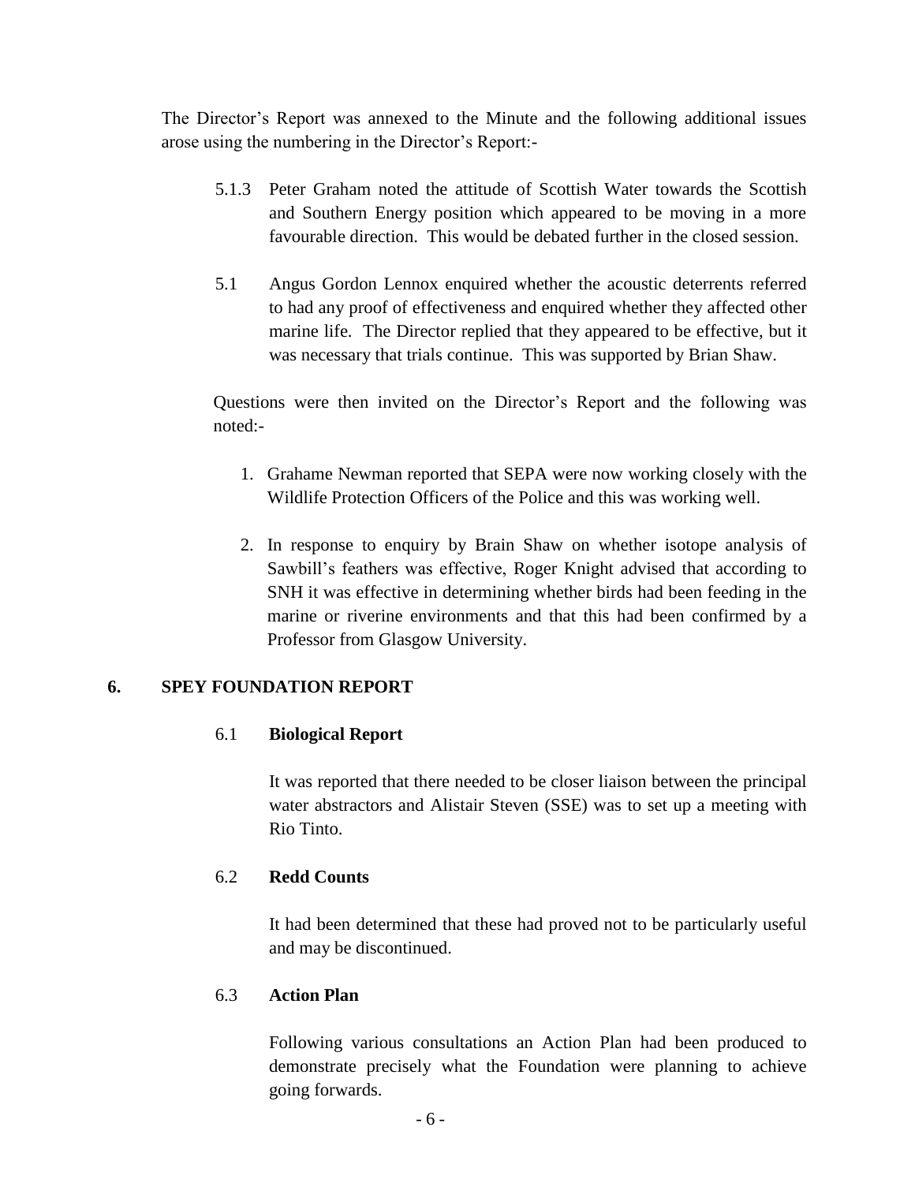The Director's Report was annexed to the Minute and the following additional issues arose using the numbering in the Director's Report:-

5.1.3 Peter Graham noted the attitude of Scottish Water towards the Scottish and Southern Energy position which appeared to be moving in a more favourable direction. This would be debated further in the closed session.

5.1 Angus Gordon Lennox enquired whether the acoustic deterrents referred to had any proof of effectiveness and enquired whether they affected other marine life. The Director replied that they appeared to be effective, but it was necessary that trials continue. This was supported by Brian Shaw.

Questions were then invited on the Director's Report and the following was noted:-

1. Grahame Newman reported that SEPA were now working closely with the Wildlife Protection Officers of the Police and this was working well.

2. In response to enquiry by Brain Shaw on whether isotope analysis of Sawbill's feathers was effective, Roger Knight advised that according to SNH it was effective in determining whether birds had been feeding in the marine or riverine environments and that this had been confirmed by a Professor from Glasgow University.

## 6. SPEY FOUNDATION REPORT

### 6.1 Biological Report

It was reported that there needed to be closer liaison between the principal water abstractors and Alistair Steven (SSE) was to set up a meeting with Rio Tinto.

### 6.2 Redd Counts

It had been determined that these had proved not to be particularly useful and may be discontinued.

### 6.3 Action Plan

Following various consultations an Action Plan had been produced to demonstrate precisely what the Foundation were planning to achieve going forwards.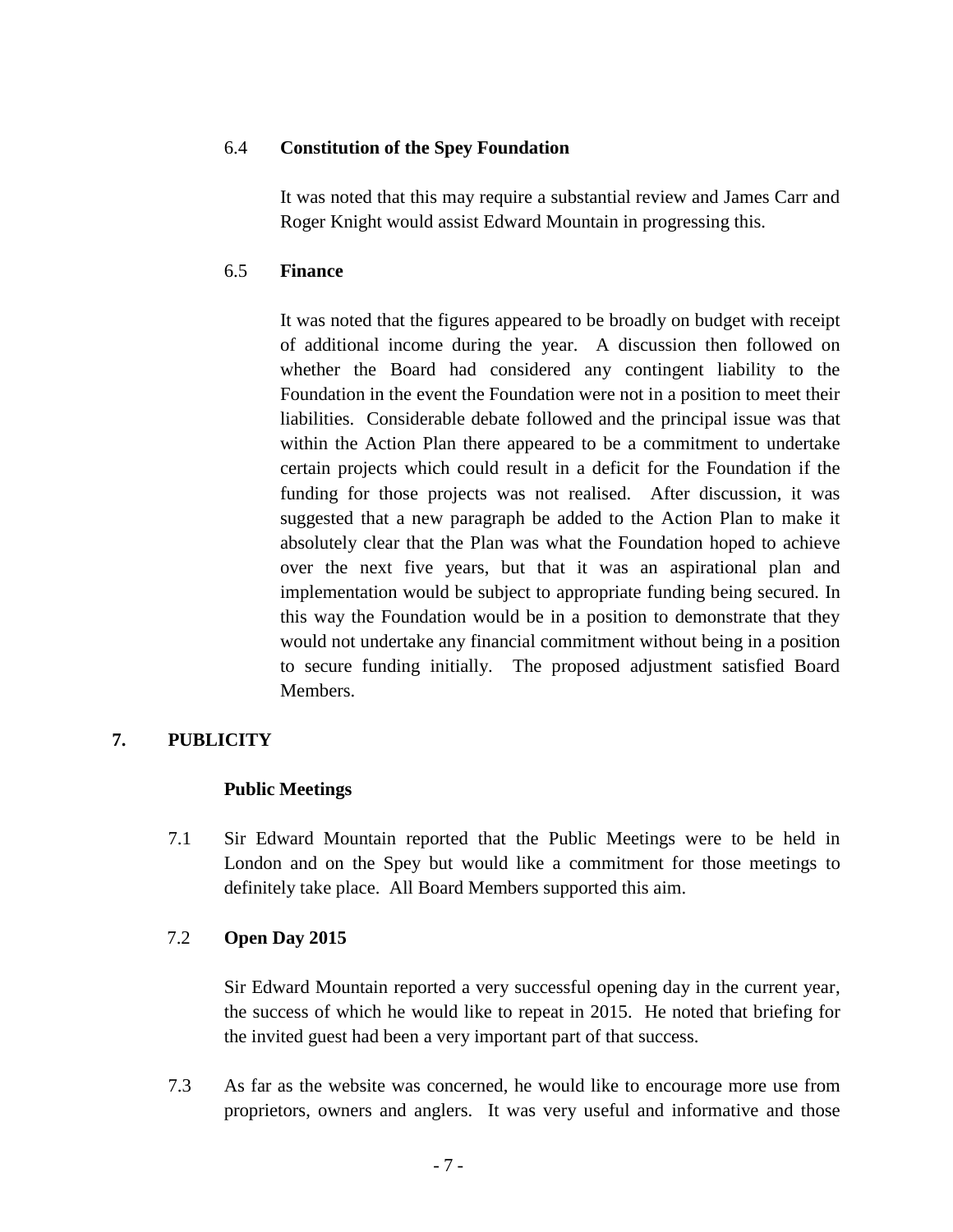6.4 **Constitution of the Spey Foundation**

It was noted that this may require a substantial review and James Carr and Roger Knight would assist Edward Mountain in progressing this.

6.5 **Finance**

It was noted that the figures appeared to be broadly on budget with receipt of additional income during the year. A discussion then followed on whether the Board had considered any contingent liability to the Foundation in the event the Foundation were not in a position to meet their liabilities. Considerable debate followed and the principal issue was that within the Action Plan there appeared to be a commitment to undertake certain projects which could result in a deficit for the Foundation if the funding for those projects was not realised. After discussion, it was suggested that a new paragraph be added to the Action Plan to make it absolutely clear that the Plan was what the Foundation hoped to achieve over the next five years, but that it was an aspirational plan and implementation would be subject to appropriate funding being secured. In this way the Foundation would be in a position to demonstrate that they would not undertake any financial commitment without being in a position to secure funding initially. The proposed adjustment satisfied Board Members.

## 7. PUBLICITY

**Public Meetings**

7.1 Sir Edward Mountain reported that the Public Meetings were to be held in London and on the Spey but would like a commitment for those meetings to definitely take place. All Board Members supported this aim.

7.2 **Open Day 2015**

Sir Edward Mountain reported a very successful opening day in the current year, the success of which he would like to repeat in 2015. He noted that briefing for the invited guest had been a very important part of that success.

7.3 As far as the website was concerned, he would like to encourage more use from proprietors, owners and anglers. It was very useful and informative and those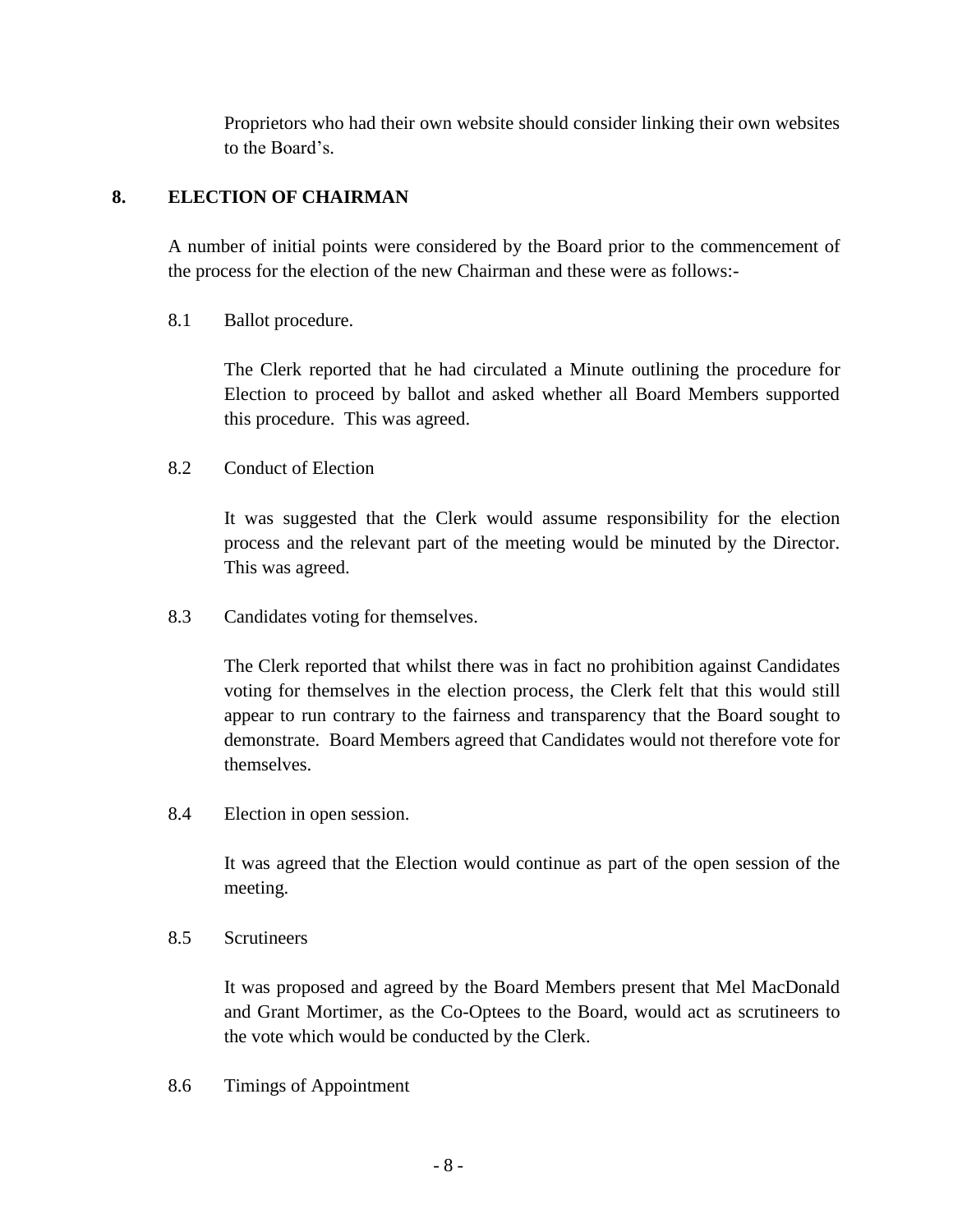Proprietors who had their own website should consider linking their own websites to the Board's.

## 8. ELECTION OF CHAIRMAN

A number of initial points were considered by the Board prior to the commencement of the process for the election of the new Chairman and these were as follows:-

8.1 Ballot procedure.

The Clerk reported that he had circulated a Minute outlining the procedure for Election to proceed by ballot and asked whether all Board Members supported this procedure. This was agreed.

8.2 Conduct of Election

It was suggested that the Clerk would assume responsibility for the election process and the relevant part of the meeting would be minuted by the Director. This was agreed.

8.3 Candidates voting for themselves.

The Clerk reported that whilst there was in fact no prohibition against Candidates voting for themselves in the election process, the Clerk felt that this would still appear to run contrary to the fairness and transparency that the Board sought to demonstrate. Board Members agreed that Candidates would not therefore vote for themselves.

8.4 Election in open session.

It was agreed that the Election would continue as part of the open session of the meeting.

8.5 Scrutineers

It was proposed and agreed by the Board Members present that Mel MacDonald and Grant Mortimer, as the Co-Optees to the Board, would act as scrutineers to the vote which would be conducted by the Clerk.

8.6 Timings of Appointment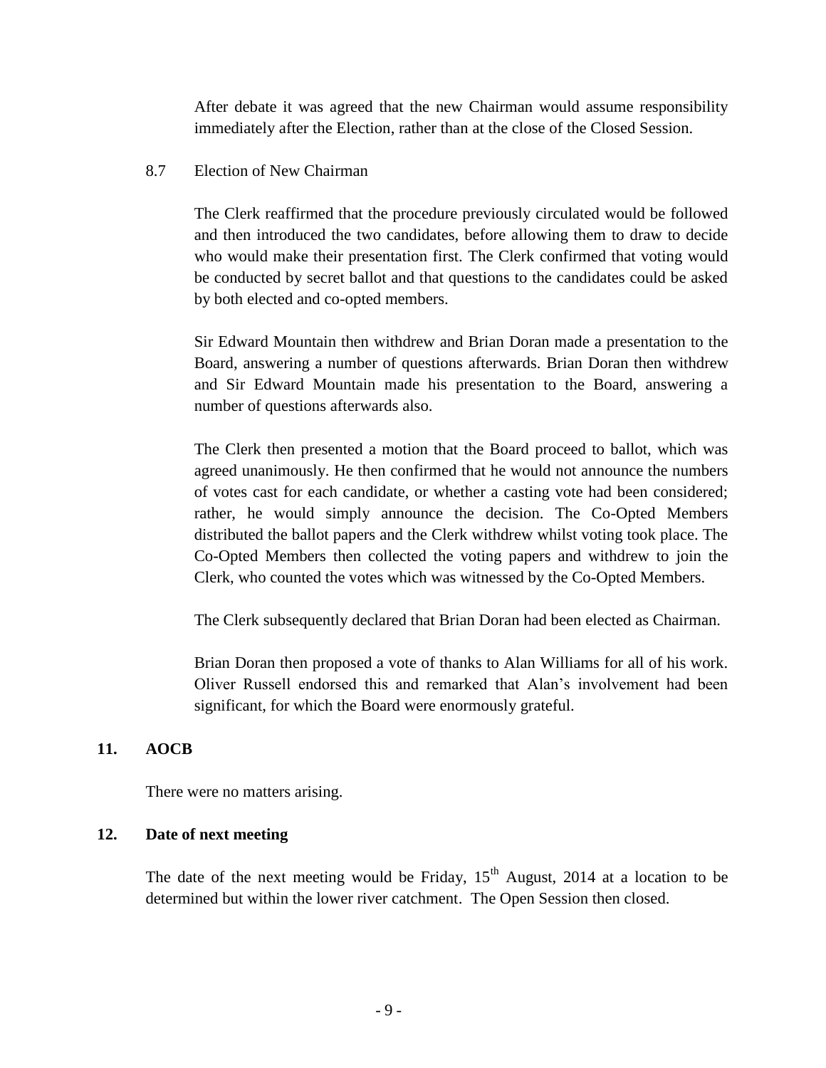After debate it was agreed that the new Chairman would assume responsibility immediately after the Election, rather than at the close of the Closed Session.

8.7 Election of New Chairman

The Clerk reaffirmed that the procedure previously circulated would be followed and then introduced the two candidates, before allowing them to draw to decide who would make their presentation first. The Clerk confirmed that voting would be conducted by secret ballot and that questions to the candidates could be asked by both elected and co-opted members.

Sir Edward Mountain then withdrew and Brian Doran made a presentation to the Board, answering a number of questions afterwards. Brian Doran then withdrew and Sir Edward Mountain made his presentation to the Board, answering a number of questions afterwards also.

The Clerk then presented a motion that the Board proceed to ballot, which was agreed unanimously. He then confirmed that he would not announce the numbers of votes cast for each candidate, or whether a casting vote had been considered; rather, he would simply announce the decision. The Co-Opted Members distributed the ballot papers and the Clerk withdrew whilst voting took place. The Co-Opted Members then collected the voting papers and withdrew to join the Clerk, who counted the votes which was witnessed by the Co-Opted Members.

The Clerk subsequently declared that Brian Doran had been elected as Chairman.

Brian Doran then proposed a vote of thanks to Alan Williams for all of his work. Oliver Russell endorsed this and remarked that Alan's involvement had been significant, for which the Board were enormously grateful.

## 11. AOCB

There were no matters arising.

## 12. Date of next meeting

The date of the next meeting would be Friday, 15th August, 2014 at a location to be determined but within the lower river catchment. The Open Session then closed.